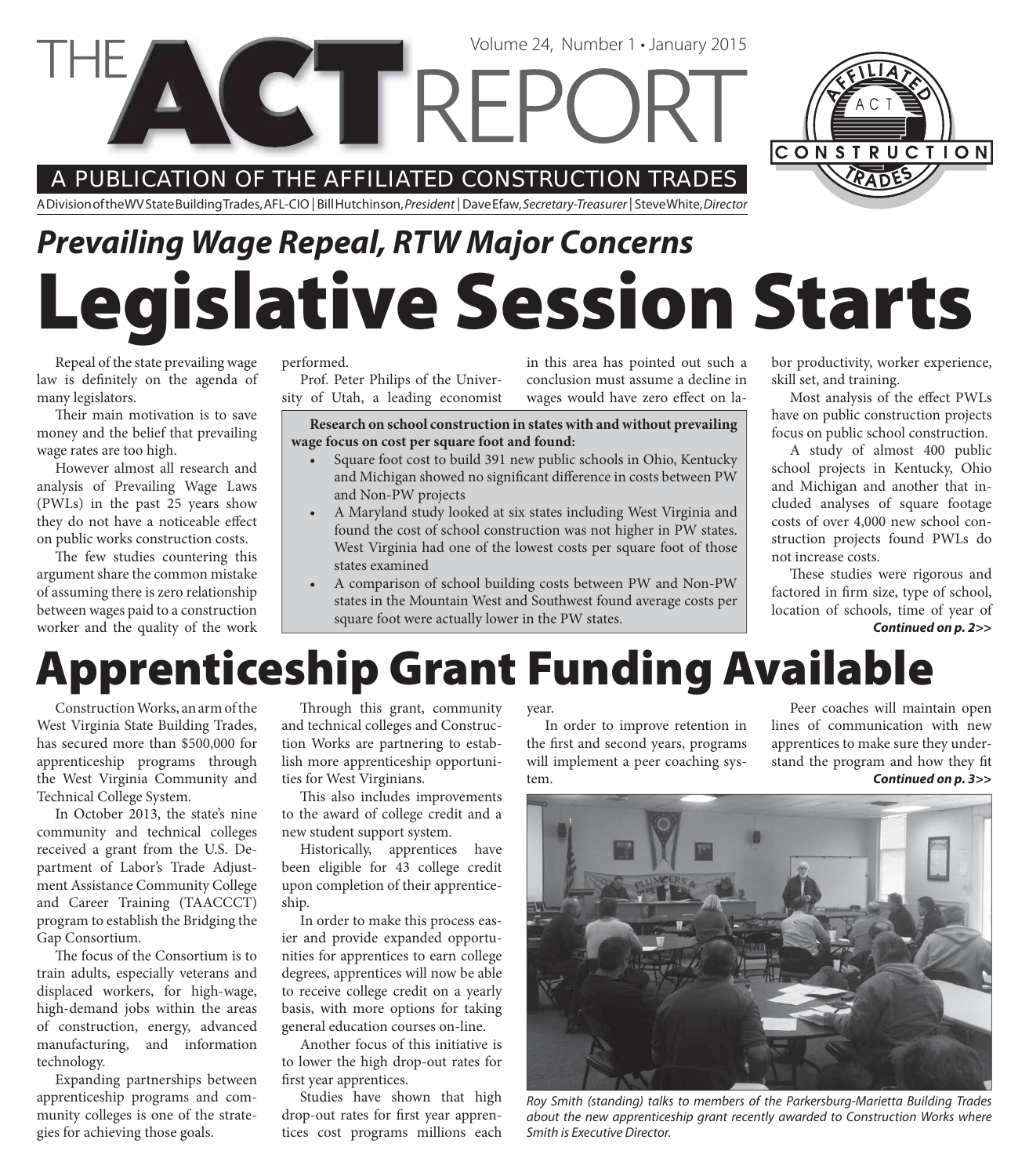# THE ACT REPORT

Volume 24, Number 1 • January 2015

A PUBLICATION OF THE AFFILIATED CONSTRUCTION TRADES

A Division of the WV State Building Trades, AFL-CIO | Bill Hutchinson, *President* | Dave Efaw, *Secretary-Treasurer* | Steve White, *Director*

## *Prevailing Wage Repeal, RTW Major Concerns*

# Legislative Session Starts

Repeal of the state prevailing wage law is definitely on the agenda of many legislators.

Their main motivation is to save money and the belief that prevailing wage rates are too high.

However almost all research and analysis of Prevailing Wage Laws (PWLs) in the past 25 years show they do not have a noticeable effect on public works construction costs.

The few studies countering this argument share the common mistake of assuming there is zero relationship between wages paid to a construction worker and the quality of the work performed.

Prof. Peter Philips of the University of Utah, a leading economist in this area has pointed out such a conclusion must assume a decline in wages would have zero effect on labor productivity, worker experience, skill set, and training.

Most analysis of the effect PWLs have on public construction projects focus on public school construction.

A study of almost 400 public school projects in Kentucky, Ohio and Michigan and another that included analyses of square footage costs of over 4,000 new school construction projects found PWLs do not increase costs.

These studies were rigorous and factored in firm size, type of school, location of schools, time of year of

***Continued on p. 2>>***

**Research on school construction in states with and without prevailing wage focus on cost per square foot and found:**

- Square foot cost to build 391 new public schools in Ohio, Kentucky and Michigan showed no significant difference in costs between PW and Non-PW projects
- A Maryland study looked at six states including West Virginia and found the cost of school construction was not higher in PW states. West Virginia had one of the lowest costs per square foot of those states examined
- A comparison of school building costs between PW and Non-PW states in the Mountain West and Southwest found average costs per square foot were actually lower in the PW states.

# Apprenticeship Grant Funding Available

Construction Works, an arm of the West Virginia State Building Trades, has secured more than $500,000 for apprenticeship programs through the West Virginia Community and Technical College System.

In October 2013, the state's nine community and technical colleges received a grant from the U.S. Department of Labor's Trade Adjustment Assistance Community College and Career Training (TAACCCT) program to establish the Bridging the Gap Consortium.

The focus of the Consortium is to train adults, especially veterans and displaced workers, for high-wage, high-demand jobs within the areas of construction, energy, advanced manufacturing, and information technology.

Expanding partnerships between apprenticeship programs and community colleges is one of the strategies for achieving those goals.

Through this grant, community and technical colleges and Construction Works are partnering to establish more apprenticeship opportunities for West Virginians.

This also includes improvements to the award of college credit and a new student support system.

Historically, apprentices have been eligible for 43 college credit upon completion of their apprenticeship.

In order to make this process easier and provide expanded opportunities for apprentices to earn college degrees, apprentices will now be able to receive college credit on a yearly basis, with more options for taking general education courses on-line.

Another focus of this initiative is to lower the high drop-out rates for first year apprentices.

Studies have shown that high drop-out rates for first year apprentices cost programs millions each year.

In order to improve retention in the first and second years, programs will implement a peer coaching system.

Peer coaches will maintain open lines of communication with new apprentices to make sure they understand the program and how they fit

***Continued on p. 3>>***

*Roy Smith (standing) talks to members of the Parkersburg-Marietta Building Trades about the new apprenticeship grant recently awarded to Construction Works where Smith is Executive Director.*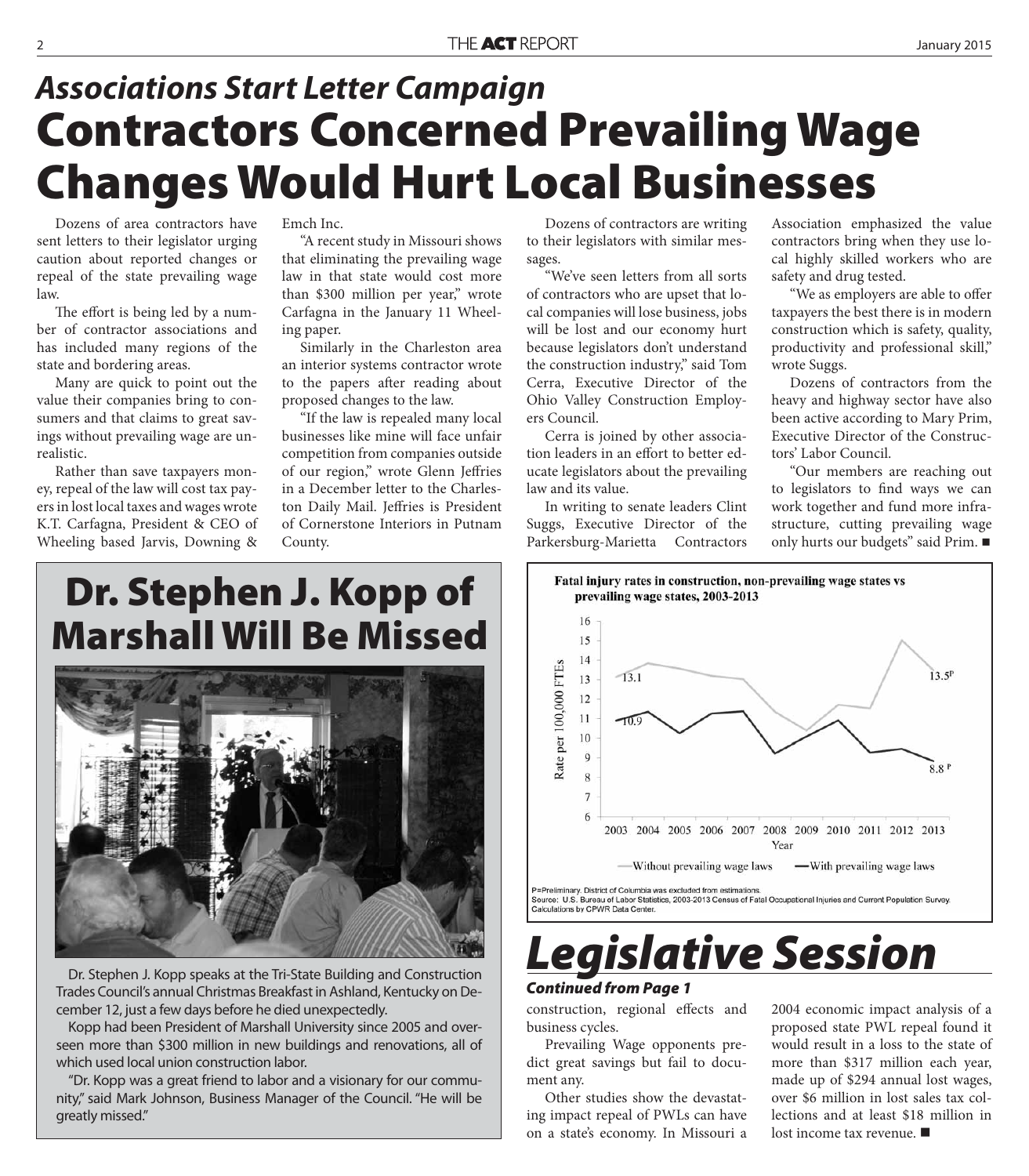## *Associations Start Letter Campaign*

# Contractors Concerned Prevailing Wage Changes Would Hurt Local Businesses

Dozens of area contractors have sent letters to their legislator urging caution about reported changes or repeal of the state prevailing wage law.

The effort is being led by a number of contractor associations and has included many regions of the state and bordering areas.

Many are quick to point out the value their companies bring to consumers and that claims to great savings without prevailing wage are unrealistic.

Rather than save taxpayers money, repeal of the law will cost tax payers in lost local taxes and wages wrote K.T. Carfagna, President & CEO of Wheeling based Jarvis, Downing & Emch Inc.

"A recent study in Missouri shows that eliminating the prevailing wage law in that state would cost more than $300 million per year," wrote Carfagna in the January 11 Wheeling paper.

Similarly in the Charleston area an interior systems contractor wrote to the papers after reading about proposed changes to the law.

"If the law is repealed many local businesses like mine will face unfair competition from companies outside of our region," wrote Glenn Jeffries in a December letter to the Charleston Daily Mail. Jeffries is President of Cornerstone Interiors in Putnam County.

Dozens of contractors are writing to their legislators with similar messages.

"We've seen letters from all sorts of contractors who are upset that local companies will lose business, jobs will be lost and our economy hurt because legislators don't understand the construction industry," said Tom Cerra, Executive Director of the Ohio Valley Construction Employers Council.

Cerra is joined by other association leaders in an effort to better educate legislators about the prevailing law and its value.

In writing to senate leaders Clint Suggs, Executive Director of the Parkersburg-Marietta Contractors Association emphasized the value contractors bring when they use local highly skilled workers who are safety and drug tested.

"We as employers are able to offer taxpayers the best there is in modern construction which is safety, quality, productivity and professional skill," wrote Suggs.

Dozens of contractors from the heavy and highway sector have also been active according to Mary Prim, Executive Director of the Constructors' Labor Council.

"Our members are reaching out to legislators to find ways we can work together and fund more infrastructure, cutting prevailing wage only hurts our budgets" said Prim. ■

# Dr. Stephen J. Kopp of Marshall Will Be Missed

Dr. Stephen J. Kopp speaks at the Tri-State Building and Construction Trades Council's annual Christmas Breakfast in Ashland, Kentucky on December 12, just a few days before he died unexpectedly.

Kopp had been President of Marshall University since 2005 and overseen more than $300 million in new buildings and renovations, all of which used local union construction labor.

"Dr. Kopp was a great friend to labor and a visionary for our community," said Mark Johnson, Business Manager of the Council. "He will be greatly missed."

**Fatal injury rates in construction, non-prevailing wage states vs prevailing wage states, 2003-2013**

(Chart: Rate per 100,000 FTEs by Year, 2003–2013. Without prevailing wage laws: 13.1 (2003) to 13.5[P] (2013). With prevailing wage laws: 10.9 (2003) to 8.8[P] (2013).)

— Without prevailing wage laws — With prevailing wage laws

P=Preliminary. District of Columbia was excluded from estimations.
Source: U.S. Bureau of Labor Statistics, 2003-2013 Census of Fatal Occupational Injuries and Current Population Survey. Calculations by CPWR Data Center.

# *Legislative Session*

***Continued from Page 1***

construction, regional effects and business cycles.

Prevailing Wage opponents predict great savings but fail to document any.

Other studies show the devastating impact repeal of PWLs can have on a state's economy. In Missouri a 2004 economic impact analysis of a proposed state PWL repeal found it would result in a loss to the state of more than $317 million each year, made up of $294 annual lost wages, over $6 million in lost sales tax collections and at least $18 million in lost income tax revenue. ■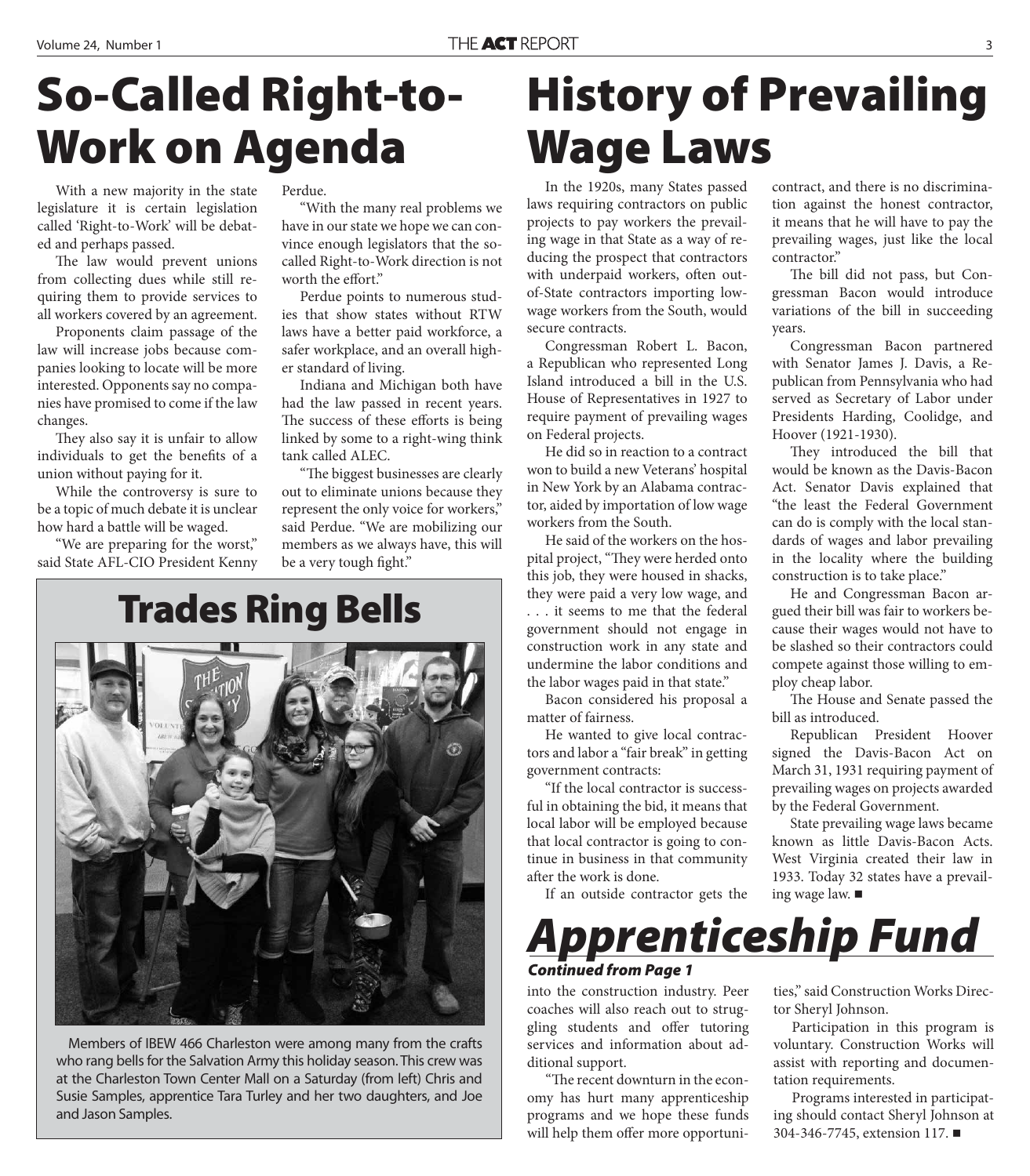# So-Called Right-to-Work on Agenda

With a new majority in the state legislature it is certain legislation called 'Right-to-Work' will be debated and perhaps passed.

The law would prevent unions from collecting dues while still requiring them to provide services to all workers covered by an agreement.

Proponents claim passage of the law will increase jobs because companies looking to locate will be more interested. Opponents say no companies have promised to come if the law changes.

They also say it is unfair to allow individuals to get the benefits of a union without paying for it.

While the controversy is sure to be a topic of much debate it is unclear how hard a battle will be waged.

"We are preparing for the worst," said State AFL-CIO President Kenny Perdue.

"With the many real problems we have in our state we hope we can convince enough legislators that the so-called Right-to-Work direction is not worth the effort."

Perdue points to numerous studies that show states without RTW laws have a better paid workforce, a safer workplace, and an overall higher standard of living.

Indiana and Michigan both have had the law passed in recent years. The success of these efforts is being linked by some to a right-wing think tank called ALEC.

"The biggest businesses are clearly out to eliminate unions because they represent the only voice for workers," said Perdue. "We are mobilizing our members as we always have, this will be a very tough fight."

# Trades Ring Bells

Members of IBEW 466 Charleston were among many from the crafts who rang bells for the Salvation Army this holiday season. This crew was at the Charleston Town Center Mall on a Saturday (from left) Chris and Susie Samples, apprentice Tara Turley and her two daughters, and Joe and Jason Samples.

# History of Prevailing Wage Laws

In the 1920s, many States passed laws requiring contractors on public projects to pay workers the prevailing wage in that State as a way of reducing the prospect that contractors with underpaid workers, often out-of-State contractors importing low-wage workers from the South, would secure contracts.

Congressman Robert L. Bacon, a Republican who represented Long Island introduced a bill in the U.S. House of Representatives in 1927 to require payment of prevailing wages on Federal projects.

He did so in reaction to a contract won to build a new Veterans' hospital in New York by an Alabama contractor, aided by importation of low wage workers from the South.

He said of the workers on the hospital project, "They were herded onto this job, they were housed in shacks, they were paid a very low wage, and . . . it seems to me that the federal government should not engage in construction work in any state and undermine the labor conditions and the labor wages paid in that state."

Bacon considered his proposal a matter of fairness.

He wanted to give local contractors and labor a "fair break" in getting government contracts:

"If the local contractor is successful in obtaining the bid, it means that local labor will be employed because that local contractor is going to continue in business in that community after the work is done.

If an outside contractor gets the contract, and there is no discrimination against the honest contractor, it means that he will have to pay the prevailing wages, just like the local contractor."

The bill did not pass, but Congressman Bacon would introduce variations of the bill in succeeding years.

Congressman Bacon partnered with Senator James J. Davis, a Republican from Pennsylvania who had served as Secretary of Labor under Presidents Harding, Coolidge, and Hoover (1921-1930).

They introduced the bill that would be known as the Davis-Bacon Act. Senator Davis explained that "the least the Federal Government can do is comply with the local standards of wages and labor prevailing in the locality where the building construction is to take place."

He and Congressman Bacon argued their bill was fair to workers because their wages would not have to be slashed so their contractors could compete against those willing to employ cheap labor.

The House and Senate passed the bill as introduced.

Republican President Hoover signed the Davis-Bacon Act on March 31, 1931 requiring payment of prevailing wages on projects awarded by the Federal Government.

State prevailing wage laws became known as little Davis-Bacon Acts. West Virginia created their law in 1933. Today 32 states have a prevailing wage law. ■

# *Apprenticeship Fund*

***Continued from Page 1***

into the construction industry. Peer coaches will also reach out to struggling students and offer tutoring services and information about additional support.

"The recent downturn in the economy has hurt many apprenticeship programs and we hope these funds will help them offer more opportunities," said Construction Works Director Sheryl Johnson.

Participation in this program is voluntary. Construction Works will assist with reporting and documentation requirements.

Programs interested in participating should contact Sheryl Johnson at 304-346-7745, extension 117. ■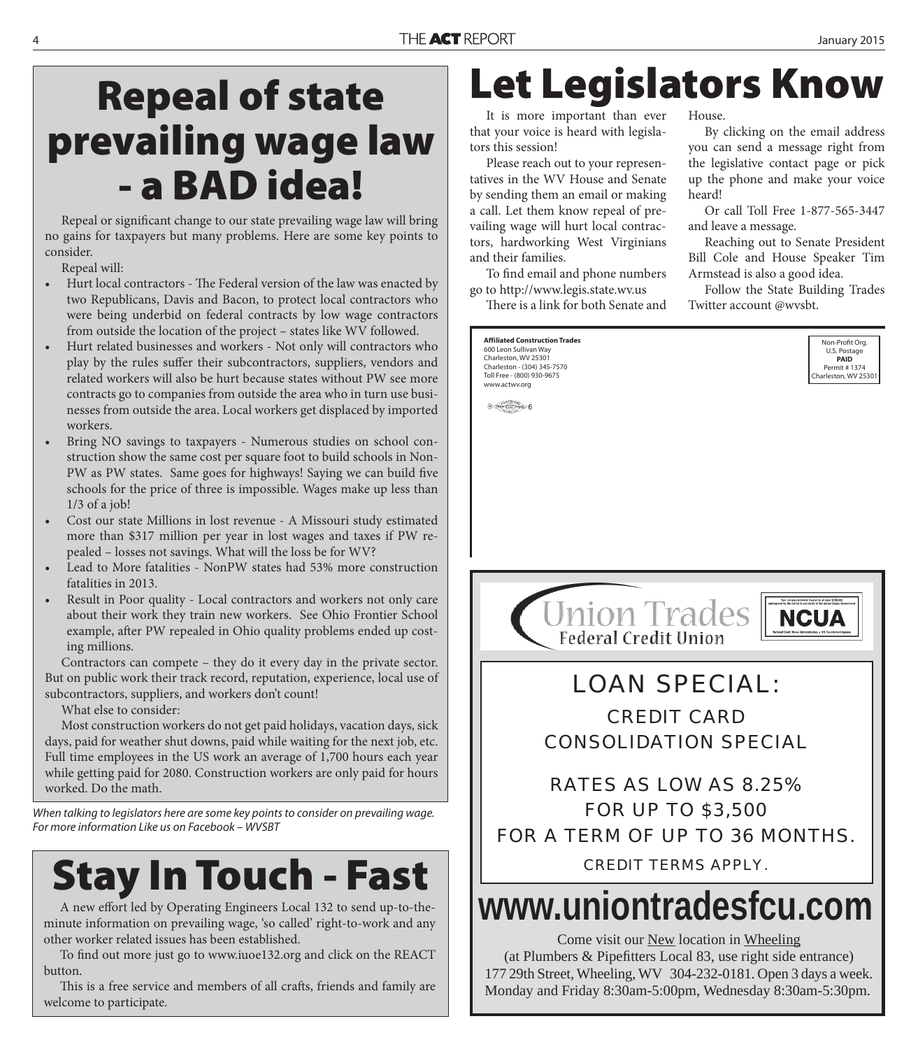# Repeal of state prevailing wage law - a BAD idea!

Repeal or significant change to our state prevailing wage law will bring no gains for taxpayers but many problems. Here are some key points to consider.

Repeal will:

- Hurt local contractors - The Federal version of the law was enacted by two Republicans, Davis and Bacon, to protect local contractors who were being underbid on federal contracts by low wage contractors from outside the location of the project – states like WV followed.
- Hurt related businesses and workers - Not only will contractors who play by the rules suffer their subcontractors, suppliers, vendors and related workers will also be hurt because states without PW see more contracts go to companies from outside the area who in turn use businesses from outside the area. Local workers get displaced by imported workers.
- Bring NO savings to taxpayers - Numerous studies on school construction show the same cost per square foot to build schools in Non-PW as PW states. Same goes for highways! Saying we can build five schools for the price of three is impossible. Wages make up less than 1/3 of a job!
- Cost our state Millions in lost revenue - A Missouri study estimated more than $317 million per year in lost wages and taxes if PW repealed – losses not savings. What will the loss be for WV?
- Lead to More fatalities - NonPW states had 53% more construction fatalities in 2013.
- Result in Poor quality - Local contractors and workers not only care about their work they train new workers. See Ohio Frontier School example, after PW repealed in Ohio quality problems ended up costing millions.

Contractors can compete – they do it every day in the private sector. But on public work their track record, reputation, experience, local use of subcontractors, suppliers, and workers don't count!

What else to consider:

Most construction workers do not get paid holidays, vacation days, sick days, paid for weather shut downs, paid while waiting for the next job, etc. Full time employees in the US work an average of 1,700 hours each year while getting paid for 2080. Construction workers are only paid for hours worked. Do the math.

*When talking to legislators here are some key points to consider on prevailing wage. For more information Like us on Facebook – WVSBT*

# Stay In Touch - Fast

A new effort led by Operating Engineers Local 132 to send up-to-the-minute information on prevailing wage, 'so called' right-to-work and any other worker related issues has been established.

To find out more just go to www.iuoe132.org and click on the REACT button.

This is a free service and members of all crafts, friends and family are welcome to participate.

# Let Legislators Know

It is more important than ever that your voice is heard with legislators this session!

Please reach out to your representatives in the WV House and Senate by sending them an email or making a call. Let them know repeal of prevailing wage will hurt local contractors, hardworking West Virginians and their families.

To find email and phone numbers go to http://www.legis.state.wv.us

There is a link for both Senate and House.

By clicking on the email address you can send a message right from the legislative contact page or pick up the phone and make your voice heard!

Or call Toll Free 1-877-565-3447 and leave a message.

Reaching out to Senate President Bill Cole and House Speaker Tim Armstead is also a good idea.

Follow the State Building Trades Twitter account @wvsbt.

**Affiliated Construction Trades**
600 Leon Sullivan Way
Charleston, WV 25301
Charleston - (304) 345-7570
Toll Free - (800) 930-9675
www.actwv.org

Non-Profit Org.
U.S. Postage
**PAID**
Permit # 1374
Charleston, WV 25301

Union Trades Federal Credit Union

NCUA

## LOAN SPECIAL:

CREDIT CARD CONSOLIDATION SPECIAL

RATES AS LOW AS 8.25%
FOR UP TO $3,500
FOR A TERM OF UP TO 36 MONTHS.

CREDIT TERMS APPLY.

**www.uniontradesfcu.com**

Come visit our New location in Wheeling
(at Plumbers & Pipefitters Local 83, use right side entrance)
177 29th Street, Wheeling, WV 304-232-0181. Open 3 days a week.
Monday and Friday 8:30am-5:00pm, Wednesday 8:30am-5:30pm.